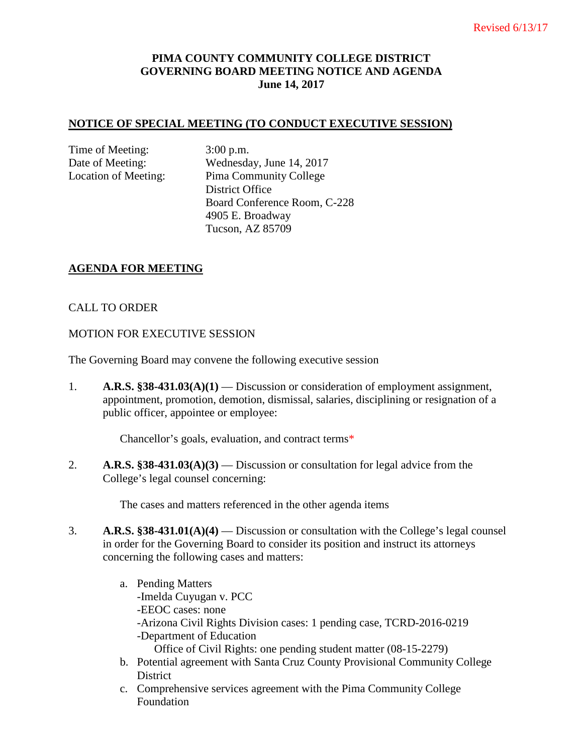Revised 6/13/17

# PIMA COUNTY COMMUNITY COLLEGE DISTRICT
# GOVERNING BOARD MEETING NOTICE AND AGENDA
**June 14, 2017**

## NOTICE OF SPECIAL MEETING (TO CONDUCT EXECUTIVE SESSION)

Time of Meeting: 3:00 p.m.
Date of Meeting: Wednesday, June 14, 2017
Location of Meeting: Pima Community College
District Office
Board Conference Room, C-228
4905 E. Broadway
Tucson, AZ 85709

## AGENDA FOR MEETING

CALL TO ORDER

MOTION FOR EXECUTIVE SESSION

The Governing Board may convene the following executive session

1. **A.R.S. §38-431.03(A)(1)** — Discussion or consideration of employment assignment, appointment, promotion, demotion, dismissal, salaries, disciplining or resignation of a public officer, appointee or employee:

   Chancellor's goals, evaluation, and contract terms*

2. **A.R.S. §38-431.03(A)(3)** — Discussion or consultation for legal advice from the College's legal counsel concerning:

   The cases and matters referenced in the other agenda items

3. **A.R.S. §38-431.01(A)(4)** — Discussion or consultation with the College's legal counsel in order for the Governing Board to consider its position and instruct its attorneys concerning the following cases and matters:

   a. Pending Matters
      -Imelda Cuyugan v. PCC
      -EEOC cases: none
      -Arizona Civil Rights Division cases: 1 pending case, TCRD-2016-0219
      -Department of Education
         Office of Civil Rights: one pending student matter (08-15-2279)
   b. Potential agreement with Santa Cruz County Provisional Community College District
   c. Comprehensive services agreement with the Pima Community College Foundation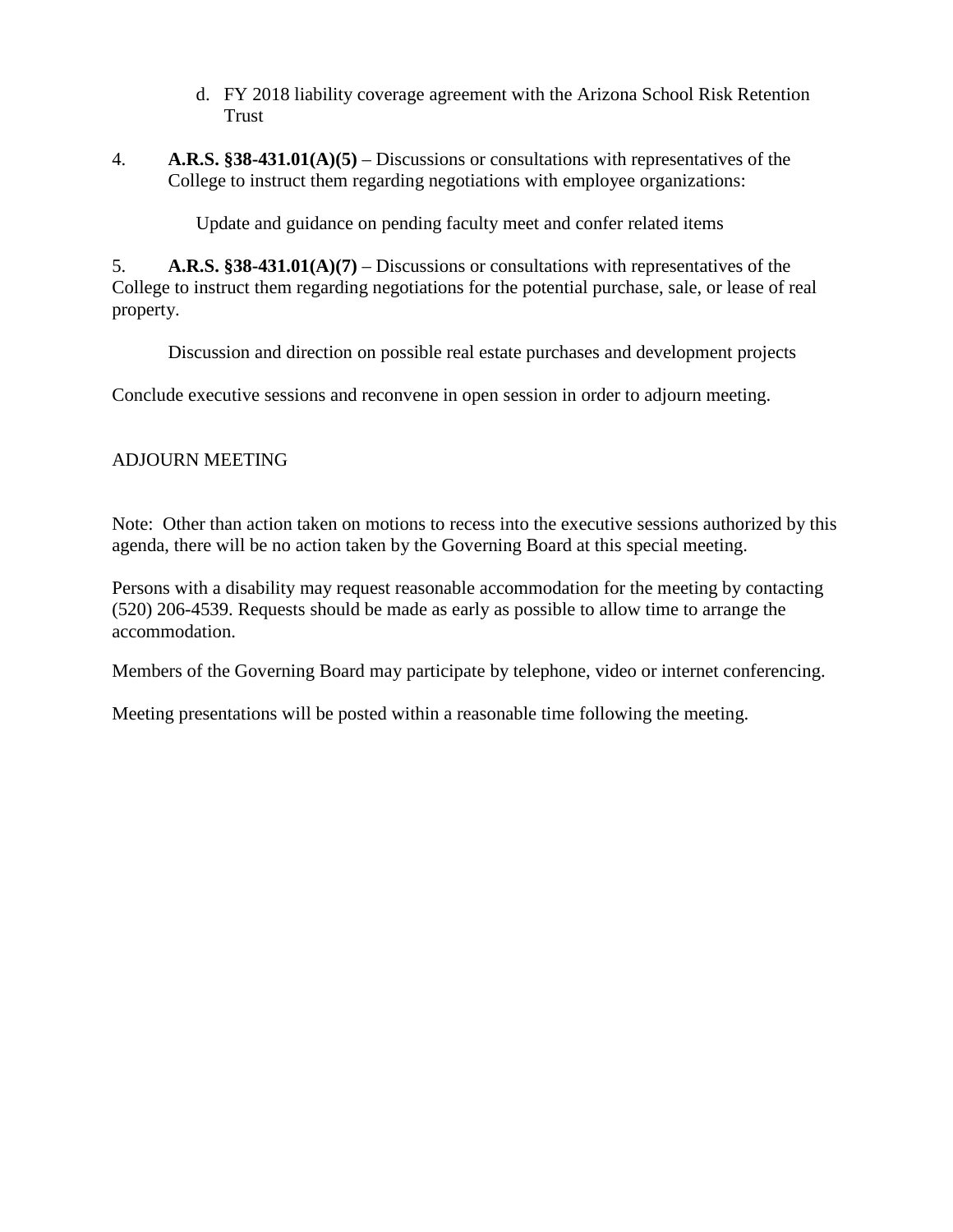d. FY 2018 liability coverage agreement with the Arizona School Risk Retention Trust

4. **A.R.S. §38-431.01(A)(5)** – Discussions or consultations with representatives of the College to instruct them regarding negotiations with employee organizations:

   Update and guidance on pending faculty meet and confer related items

5. **A.R.S. §38-431.01(A)(7)** – Discussions or consultations with representatives of the College to instruct them regarding negotiations for the potential purchase, sale, or lease of real property.

   Discussion and direction on possible real estate purchases and development projects

Conclude executive sessions and reconvene in open session in order to adjourn meeting.

ADJOURN MEETING

Note: Other than action taken on motions to recess into the executive sessions authorized by this agenda, there will be no action taken by the Governing Board at this special meeting.

Persons with a disability may request reasonable accommodation for the meeting by contacting (520) 206-4539. Requests should be made as early as possible to allow time to arrange the accommodation.

Members of the Governing Board may participate by telephone, video or internet conferencing.

Meeting presentations will be posted within a reasonable time following the meeting.